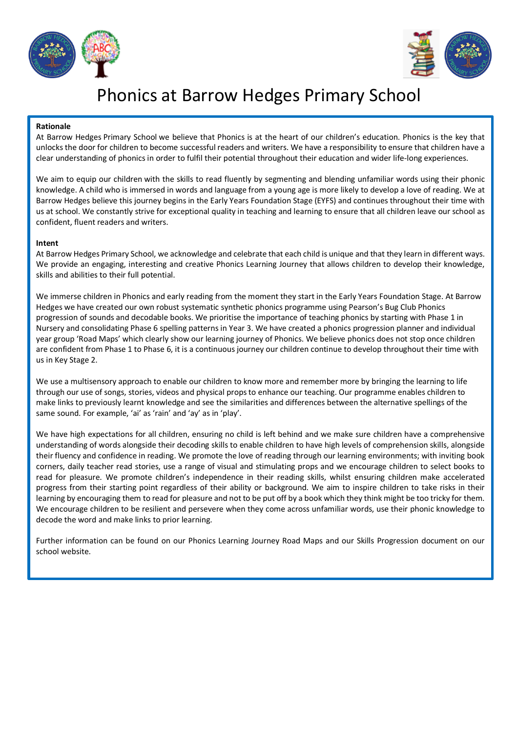# Phonics at Barrow Hedges Primary School

**Rationale**

At Barrow Hedges Primary School we believe that Phonics is at the heart of our children's education. Phonics is the key that unlocks the door for children to become successful readers and writers. We have a responsibility to ensure that children have a clear understanding of phonics in order to fulfil their potential throughout their education and wider life-long experiences.

We aim to equip our children with the skills to read fluently by segmenting and blending unfamiliar words using their phonic knowledge. A child who is immersed in words and language from a young age is more likely to develop a love of reading. We at Barrow Hedges believe this journey begins in the Early Years Foundation Stage (EYFS) and continues throughout their time with us at school. We constantly strive for exceptional quality in teaching and learning to ensure that all children leave our school as confident, fluent readers and writers.

**Intent**

At Barrow Hedges Primary School, we acknowledge and celebrate that each child is unique and that they learn in different ways. We provide an engaging, interesting and creative Phonics Learning Journey that allows children to develop their knowledge, skills and abilities to their full potential.

We immerse children in Phonics and early reading from the moment they start in the Early Years Foundation Stage. At Barrow Hedges we have created our own robust systematic synthetic phonics programme using Pearson's Bug Club Phonics progression of sounds and decodable books. We prioritise the importance of teaching phonics by starting with Phase 1 in Nursery and consolidating Phase 6 spelling patterns in Year 3. We have created a phonics progression planner and individual year group 'Road Maps' which clearly show our learning journey of Phonics. We believe phonics does not stop once children are confident from Phase 1 to Phase 6, it is a continuous journey our children continue to develop throughout their time with us in Key Stage 2.

We use a multisensory approach to enable our children to know more and remember more by bringing the learning to life through our use of songs, stories, videos and physical props to enhance our teaching. Our programme enables children to make links to previously learnt knowledge and see the similarities and differences between the alternative spellings of the same sound. For example, 'ai' as 'rain' and 'ay' as in 'play'.

We have high expectations for all children, ensuring no child is left behind and we make sure children have a comprehensive understanding of words alongside their decoding skills to enable children to have high levels of comprehension skills, alongside their fluency and confidence in reading. We promote the love of reading through our learning environments; with inviting book corners, daily teacher read stories, use a range of visual and stimulating props and we encourage children to select books to read for pleasure. We promote children's independence in their reading skills, whilst ensuring children make accelerated progress from their starting point regardless of their ability or background. We aim to inspire children to take risks in their learning by encouraging them to read for pleasure and not to be put off by a book which they think might be too tricky for them. We encourage children to be resilient and persevere when they come across unfamiliar words, use their phonic knowledge to decode the word and make links to prior learning.

Further information can be found on our Phonics Learning Journey Road Maps and our Skills Progression document on our school website.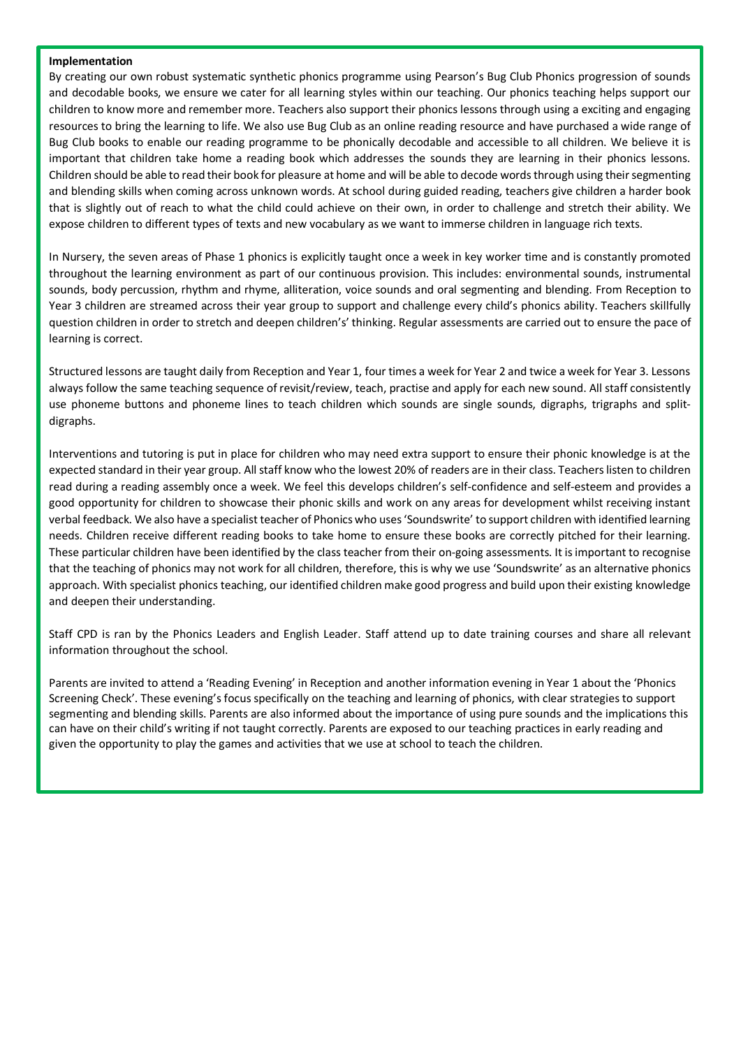**Implementation**

By creating our own robust systematic synthetic phonics programme using Pearson's Bug Club Phonics progression of sounds and decodable books, we ensure we cater for all learning styles within our teaching. Our phonics teaching helps support our children to know more and remember more. Teachers also support their phonics lessons through using a exciting and engaging resources to bring the learning to life. We also use Bug Club as an online reading resource and have purchased a wide range of Bug Club books to enable our reading programme to be phonically decodable and accessible to all children. We believe it is important that children take home a reading book which addresses the sounds they are learning in their phonics lessons. Children should be able to read their book for pleasure at home and will be able to decode words through using their segmenting and blending skills when coming across unknown words. At school during guided reading, teachers give children a harder book that is slightly out of reach to what the child could achieve on their own, in order to challenge and stretch their ability. We expose children to different types of texts and new vocabulary as we want to immerse children in language rich texts.

In Nursery, the seven areas of Phase 1 phonics is explicitly taught once a week in key worker time and is constantly promoted throughout the learning environment as part of our continuous provision. This includes: environmental sounds, instrumental sounds, body percussion, rhythm and rhyme, alliteration, voice sounds and oral segmenting and blending. From Reception to Year 3 children are streamed across their year group to support and challenge every child's phonics ability. Teachers skillfully question children in order to stretch and deepen children's' thinking. Regular assessments are carried out to ensure the pace of learning is correct.

Structured lessons are taught daily from Reception and Year 1, four times a week for Year 2 and twice a week for Year 3. Lessons always follow the same teaching sequence of revisit/review, teach, practise and apply for each new sound. All staff consistently use phoneme buttons and phoneme lines to teach children which sounds are single sounds, digraphs, trigraphs and split-digraphs.

Interventions and tutoring is put in place for children who may need extra support to ensure their phonic knowledge is at the expected standard in their year group. All staff know who the lowest 20% of readers are in their class. Teachers listen to children read during a reading assembly once a week. We feel this develops children's self-confidence and self-esteem and provides a good opportunity for children to showcase their phonic skills and work on any areas for development whilst receiving instant verbal feedback. We also have a specialist teacher of Phonics who uses 'Soundswrite' to support children with identified learning needs. Children receive different reading books to take home to ensure these books are correctly pitched for their learning. These particular children have been identified by the class teacher from their on-going assessments. It is important to recognise that the teaching of phonics may not work for all children, therefore, this is why we use 'Soundswrite' as an alternative phonics approach. With specialist phonics teaching, our identified children make good progress and build upon their existing knowledge and deepen their understanding.

Staff CPD is ran by the Phonics Leaders and English Leader. Staff attend up to date training courses and share all relevant information throughout the school.

Parents are invited to attend a 'Reading Evening' in Reception and another information evening in Year 1 about the 'Phonics Screening Check'. These evening's focus specifically on the teaching and learning of phonics, with clear strategies to support segmenting and blending skills. Parents are also informed about the importance of using pure sounds and the implications this can have on their child's writing if not taught correctly. Parents are exposed to our teaching practices in early reading and given the opportunity to play the games and activities that we use at school to teach the children.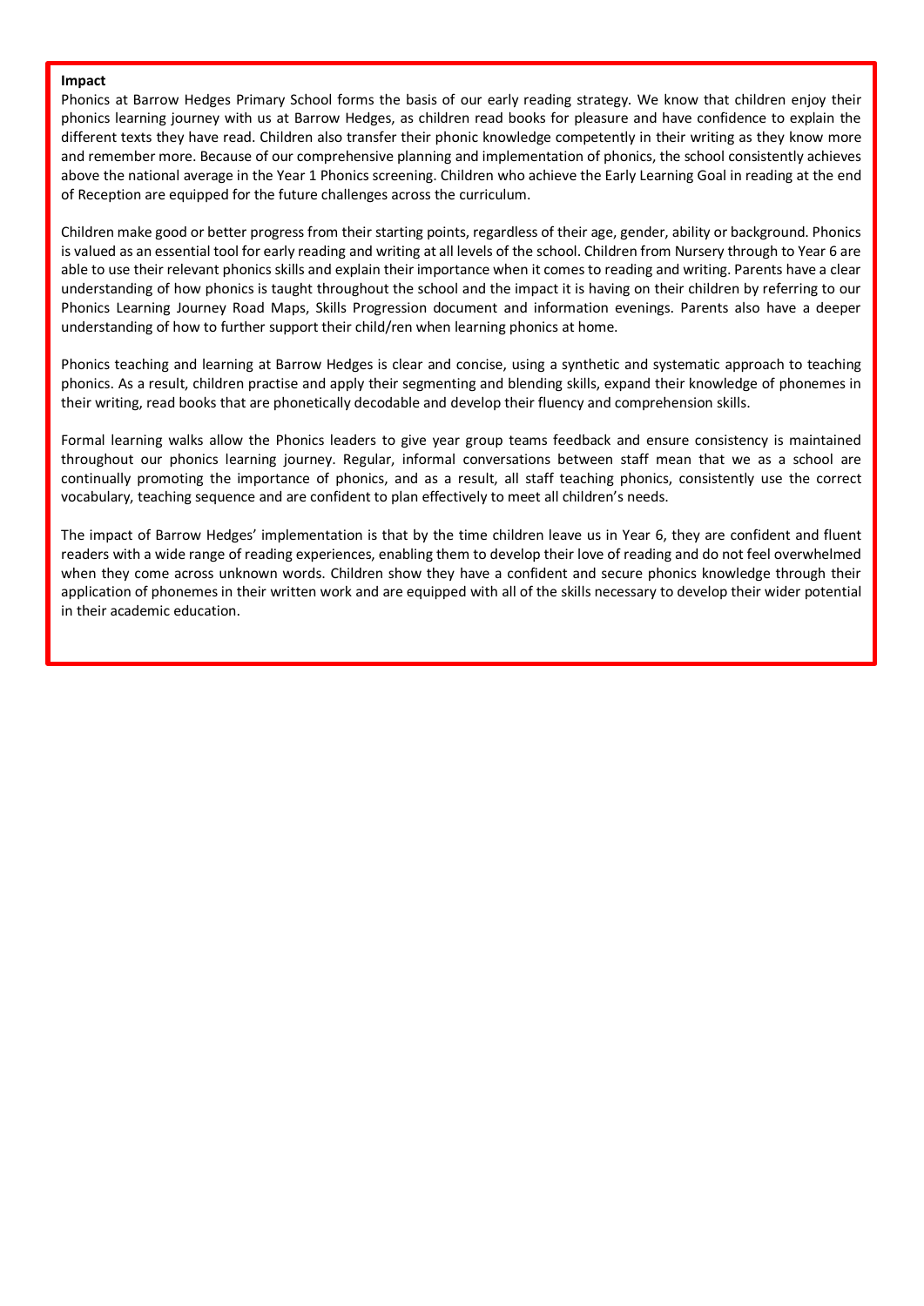**Impact**

Phonics at Barrow Hedges Primary School forms the basis of our early reading strategy. We know that children enjoy their phonics learning journey with us at Barrow Hedges, as children read books for pleasure and have confidence to explain the different texts they have read. Children also transfer their phonic knowledge competently in their writing as they know more and remember more. Because of our comprehensive planning and implementation of phonics, the school consistently achieves above the national average in the Year 1 Phonics screening. Children who achieve the Early Learning Goal in reading at the end of Reception are equipped for the future challenges across the curriculum.

Children make good or better progress from their starting points, regardless of their age, gender, ability or background. Phonics is valued as an essential tool for early reading and writing at all levels of the school. Children from Nursery through to Year 6 are able to use their relevant phonics skills and explain their importance when it comes to reading and writing. Parents have a clear understanding of how phonics is taught throughout the school and the impact it is having on their children by referring to our Phonics Learning Journey Road Maps, Skills Progression document and information evenings. Parents also have a deeper understanding of how to further support their child/ren when learning phonics at home.

Phonics teaching and learning at Barrow Hedges is clear and concise, using a synthetic and systematic approach to teaching phonics. As a result, children practise and apply their segmenting and blending skills, expand their knowledge of phonemes in their writing, read books that are phonetically decodable and develop their fluency and comprehension skills.

Formal learning walks allow the Phonics leaders to give year group teams feedback and ensure consistency is maintained throughout our phonics learning journey. Regular, informal conversations between staff mean that we as a school are continually promoting the importance of phonics, and as a result, all staff teaching phonics, consistently use the correct vocabulary, teaching sequence and are confident to plan effectively to meet all children's needs.

The impact of Barrow Hedges' implementation is that by the time children leave us in Year 6, they are confident and fluent readers with a wide range of reading experiences, enabling them to develop their love of reading and do not feel overwhelmed when they come across unknown words. Children show they have a confident and secure phonics knowledge through their application of phonemes in their written work and are equipped with all of the skills necessary to develop their wider potential in their academic education.